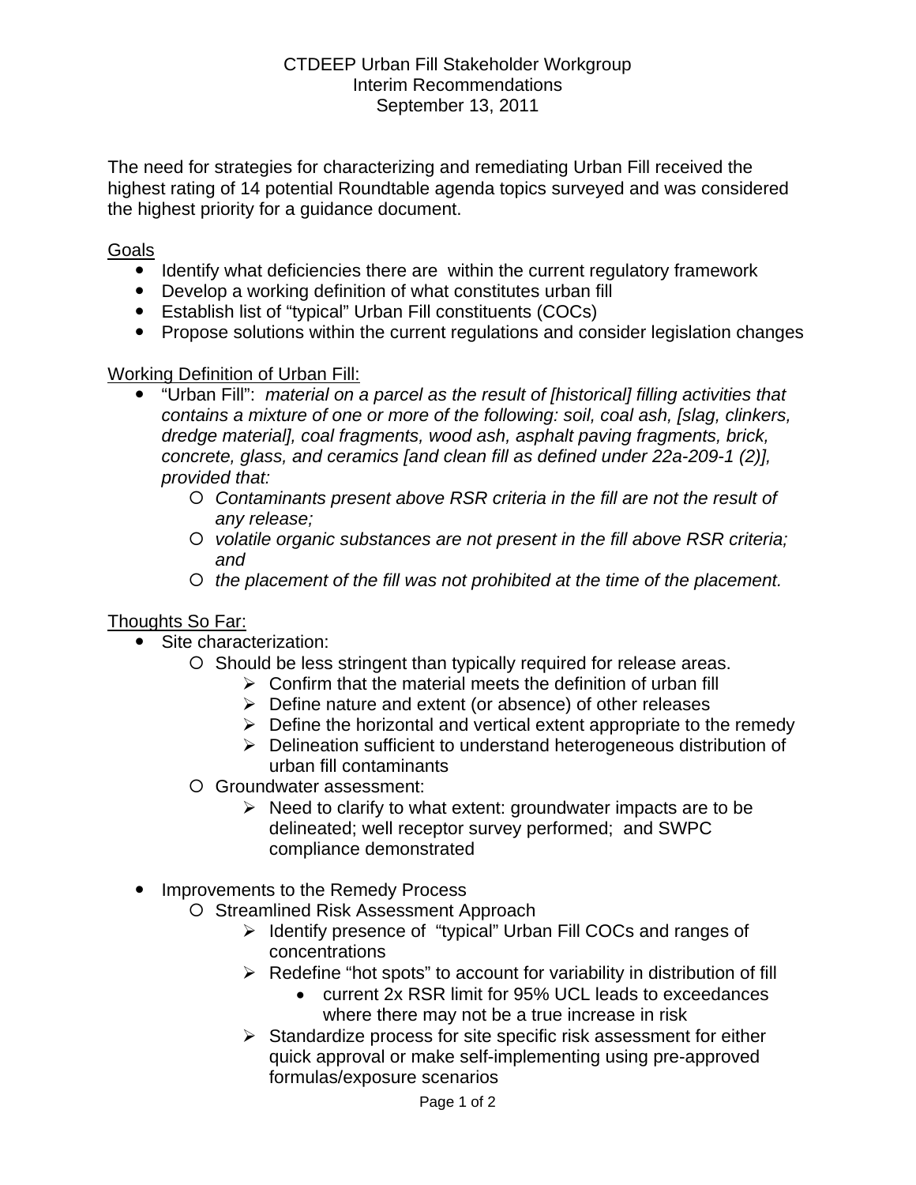CTDEEP Urban Fill Stakeholder Workgroup
Interim Recommendations
September 13, 2011

The need for strategies for characterizing and remediating Urban Fill received the highest rating of 14 potential Roundtable agenda topics surveyed and was considered the highest priority for a guidance document.

<u>Goals</u>

- Identify what deficiencies there are within the current regulatory framework
- Develop a working definition of what constitutes urban fill
- Establish list of "typical" Urban Fill constituents (COCs)
- Propose solutions within the current regulations and consider legislation changes

<u>Working Definition of Urban Fill:</u>

- "Urban Fill": *material on a parcel as the result of [historical] filling activities that contains a mixture of one or more of the following: soil, coal ash, [slag, clinkers, dredge material], coal fragments, wood ash, asphalt paving fragments, brick, concrete, glass, and ceramics [and clean fill as defined under 22a-209-1 (2)], provided that:*
    - *Contaminants present above RSR criteria in the fill are not the result of any release;*
    - *volatile organic substances are not present in the fill above RSR criteria; and*
    - *the placement of the fill was not prohibited at the time of the placement.*

<u>Thoughts So Far:</u>

- Site characterization:
    - Should be less stringent than typically required for release areas.
        - Confirm that the material meets the definition of urban fill
        - Define nature and extent (or absence) of other releases
        - Define the horizontal and vertical extent appropriate to the remedy
        - Delineation sufficient to understand heterogeneous distribution of urban fill contaminants
    - Groundwater assessment:
        - Need to clarify to what extent: groundwater impacts are to be delineated; well receptor survey performed; and SWPC compliance demonstrated

- Improvements to the Remedy Process
    - Streamlined Risk Assessment Approach
        - Identify presence of "typical" Urban Fill COCs and ranges of concentrations
        - Redefine "hot spots" to account for variability in distribution of fill
            - current 2x RSR limit for 95% UCL leads to exceedances where there may not be a true increase in risk
        - Standardize process for site specific risk assessment for either quick approval or make self-implementing using pre-approved formulas/exposure scenarios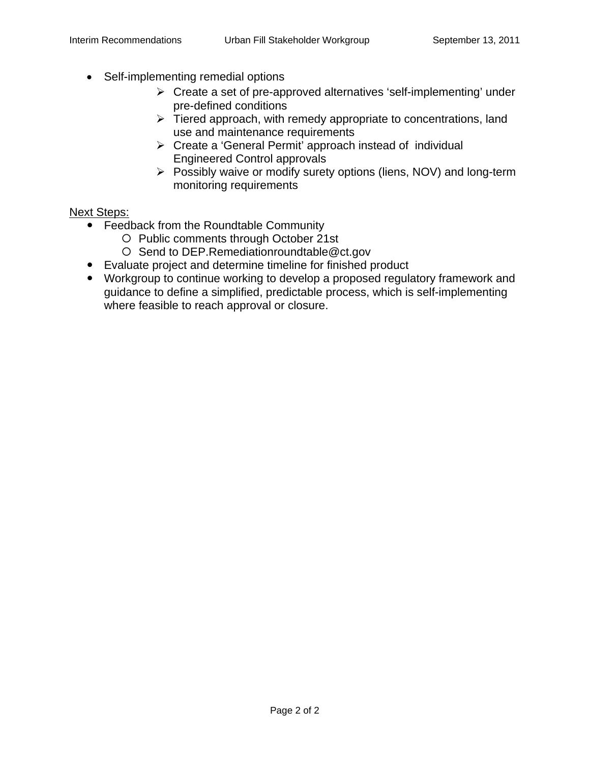- Self-implementing remedial options
    - Create a set of pre-approved alternatives 'self-implementing' under pre-defined conditions
    - Tiered approach, with remedy appropriate to concentrations, land use and maintenance requirements
    - Create a 'General Permit' approach instead of individual Engineered Control approvals
    - Possibly waive or modify surety options (liens, NOV) and long-term monitoring requirements

<u>Next Steps:</u>

- Feedback from the Roundtable Community
    - Public comments through October 21st
    - Send to DEP.Remediationroundtable@ct.gov
- Evaluate project and determine timeline for finished product
- Workgroup to continue working to develop a proposed regulatory framework and guidance to define a simplified, predictable process, which is self-implementing where feasible to reach approval or closure.